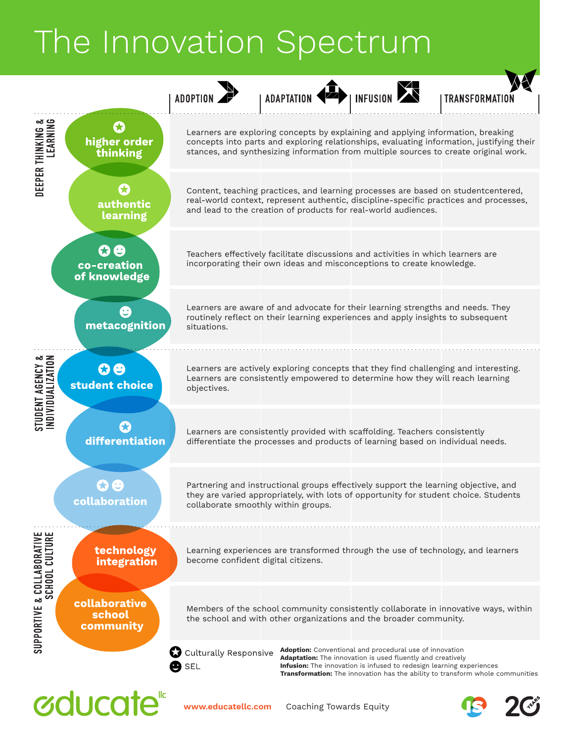# The Innovation Spectrum

| Category | Element | ADOPTION / ADAPTATION / INFUSION / TRANSFORMATION |
|---|---|---|
| DEEPER THINKING & LEARNING | ★ higher order thinking | Learners are exploring concepts by explaining and applying information, breaking concepts into parts and exploring relationships, evaluating information, justifying their stances, and synthesizing information from multiple sources to create original work. |
| | ★ authentic learning | Content, teaching practices, and learning processes are based on studentcentered, real-world context, represent authentic, discipline-specific practices and processes, and lead to the creation of products for real-world audiences. |
| | ★ ☺ co-creation of knowledge | Teachers effectively facilitate discussions and activities in which learners are incorporating their own ideas and misconceptions to create knowledge. |
| | ☺ metacognition | Learners are aware of and advocate for their learning strengths and needs. They routinely reflect on their learning experiences and apply insights to subsequent situations. |
| STUDENT AGENCY & INDIVIDUALIZATION | ★ ☺ student choice | Learners are actively exploring concepts that they find challenging and interesting. Learners are consistently empowered to determine how they will reach learning objectives. |
| | ★ differentiation | Learners are consistently provided with scaffolding. Teachers consistently differentiate the processes and products of learning based on individual needs. |
| | ★ ☺ collaboration | Partnering and instructional groups effectively support the learning objective, and they are varied appropriately, with lots of opportunity for student choice. Students collaborate smoothly within groups. |
| SUPPORTIVE & COLLABORATIVE SCHOOL CULTURE | technology integration | Learning experiences are transformed through the use of technology, and learners become confident digital citizens. |
| | collaborative school community | Members of the school community consistently collaborate in innovative ways, within the school and with other organizations and the broader community. |

★ Culturally Responsive
☺ SEL

**Adoption:** Conventional and procedural use of innovation
**Adaptation:** The innovation is used fluently and creatively
**Infusion:** The innovation is infused to redesign learning experiences
**Transformation:** The innovation has the ability to transform whole communities

educate llc www.educatellc.com Coaching Towards Equity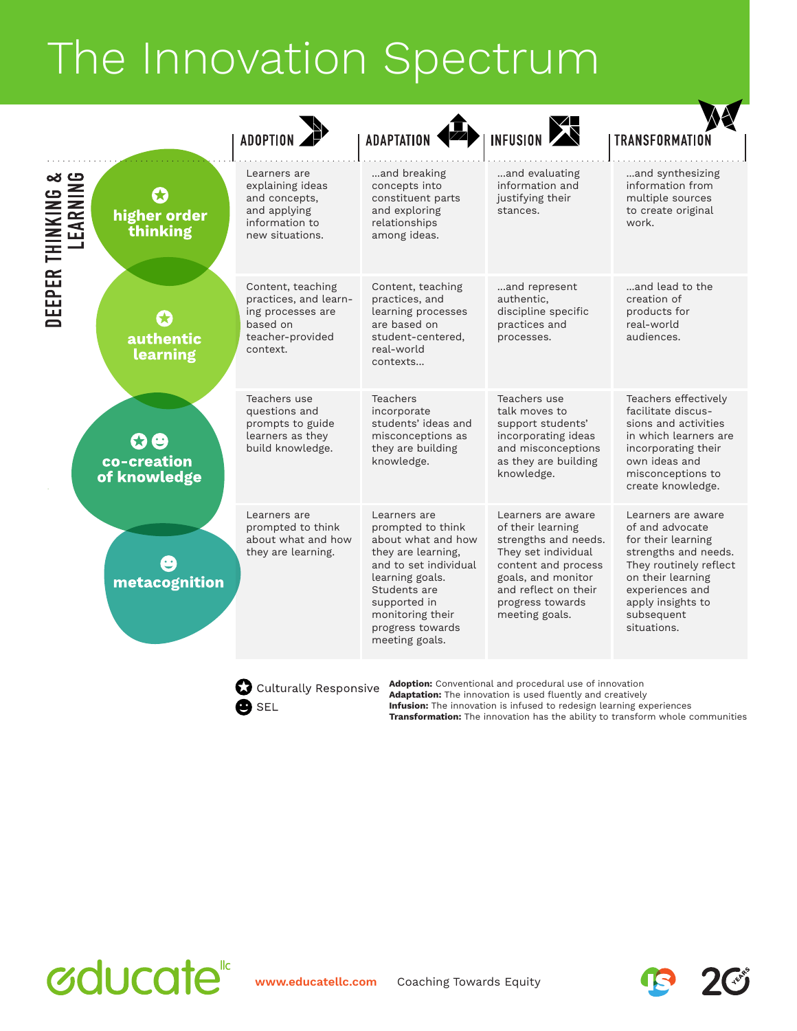# The Innovation Spectrum

| DEEPER THINKING & LEARNING | ADOPTION | ADAPTATION | INFUSION | TRANSFORMATION |
|---|---|---|---|---|
| **higher order thinking** (Culturally Responsive) | Learners are explaining ideas and concepts, and applying information to new situations. | ...and breaking concepts into constituent parts and exploring relationships among ideas. | ...and evaluating information and justifying their stances. | ...and synthesizing information from multiple sources to create original work. |
| **authentic learning** (Culturally Responsive) | Content, teaching practices, and learning processes are based on teacher-provided context. | Content, teaching practices, and learning processes are based on student-centered, real-world contexts... | ...and represent authentic, discipline specific practices and processes. | ...and lead to the creation of products for real-world audiences. |
| **co-creation of knowledge** (Culturally Responsive, SEL) | Teachers use questions and prompts to guide learners as they build knowledge. | Teachers incorporate students' ideas and misconceptions as they are building knowledge. | Teachers use talk moves to support students' incorporating ideas and misconceptions as they are building knowledge. | Teachers effectively facilitate discussions and activities in which learners are incorporating their own ideas and misconceptions to create knowledge. |
| **metacognition** (SEL) | Learners are prompted to think about what and how they are learning. | Learners are prompted to think about what and how they are learning, and to set individual learning goals. Students are supported in monitoring their progress towards meeting goals. | Learners are aware of their learning strengths and needs. They set individual content and process goals, and monitor and reflect on their progress towards meeting goals. | Learners are aware of and advocate for their learning strengths and needs. They routinely reflect on their learning experiences and apply insights to subsequent situations. |

★ Culturally Responsive
☻ SEL

**Adoption:** Conventional and procedural use of innovation
**Adaptation:** The innovation is used fluently and creatively
**Infusion:** The innovation is infused to redesign learning experiences
**Transformation:** The innovation has the ability to transform whole communities

educate llc www.educatellc.com Coaching Towards Equity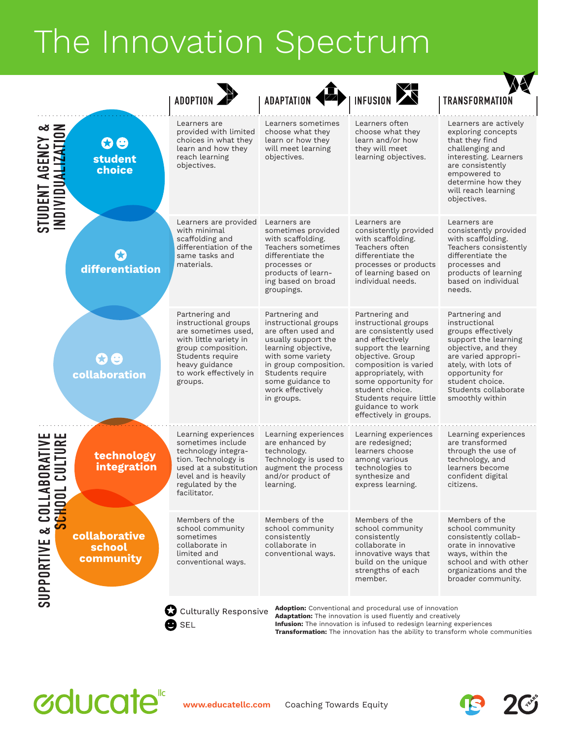# The Innovation Spectrum

| | | ADOPTION | ADAPTATION | INFUSION | TRANSFORMATION |
|---|---|---|---|---|---|
| STUDENT AGENCY & INDIVIDUALIZATION | student choice | Learners are provided with limited choices in what they learn and how they reach learning objectives. | Learners sometimes choose what they learn or how they will meet learning objectives. | Learners often choose what they learn and/or how they will meet learning objectives. | Learners are actively exploring concepts that they find challenging and interesting. Learners are consistently empowered to determine how they will reach learning objectives. |
| | differentiation | Learners are provided with minimal scaffolding and differentiation of the same tasks and materials. | Learners are sometimes provided with scaffolding. Teachers sometimes differentiate the processes or products of learning based on broad groupings. | Learners are consistently provided with scaffolding. Teachers often differentiate the processes or products of learning based on individual needs. | Learners are consistently provided with scaffolding. Teachers consistently differentiate the processes and products of learning based on individual needs. |
| | collaboration | Partnering and instructional groups are sometimes used, with little variety in group composition. Students require heavy guidance to work effectively in groups. | Partnering and instructional groups are often used and usually support the learning objective, with some variety in group composition. Students require some guidance to work effectively in groups. | Partnering and instructional groups are consistently used and effectively support the learning objective. Group composition is varied appropriately, with some opportunity for student choice. Students require little guidance to work effectively in groups. | Partnering and instructional groups effectively support the learning objective, and they are varied appropriately, with lots of opportunity for student choice. Students collaborate smoothly within |
| SUPPORTIVE & COLLABORATIVE SCHOOL CULTURE | technology integration | Learning experiences sometimes include technology integration. Technology is used at a substitution level and is heavily regulated by the facilitator. | Learning experiences are enhanced by technology. Technology is used to augment the process and/or product of learning. | Learning experiences are redesigned; learners choose among various technologies to synthesize and express learning. | Learning experiences are transformed through the use of technology, and learners become confident digital citizens. |
| | collaborative school community | Members of the school community sometimes collaborate in limited and conventional ways. | Members of the school community consistently collaborate in conventional ways. | Members of the school community consistently collaborate in innovative ways that build on the unique strengths of each member. | Members of the school community consistently collaborate in innovative ways, within the school and with other organizations and the broader community. |

★ Culturally Responsive
☻ SEL

(student choice: Culturally Responsive, SEL; differentiation: Culturally Responsive; collaboration: Culturally Responsive, SEL)

**Adoption:** Conventional and procedural use of innovation
**Adaptation:** The innovation is used fluently and creatively
**Infusion:** The innovation is infused to redesign learning experiences
**Transformation:** The innovation has the ability to transform whole communities

educate llc | www.educatellc.com | Coaching Towards Equity | 20 YEARS